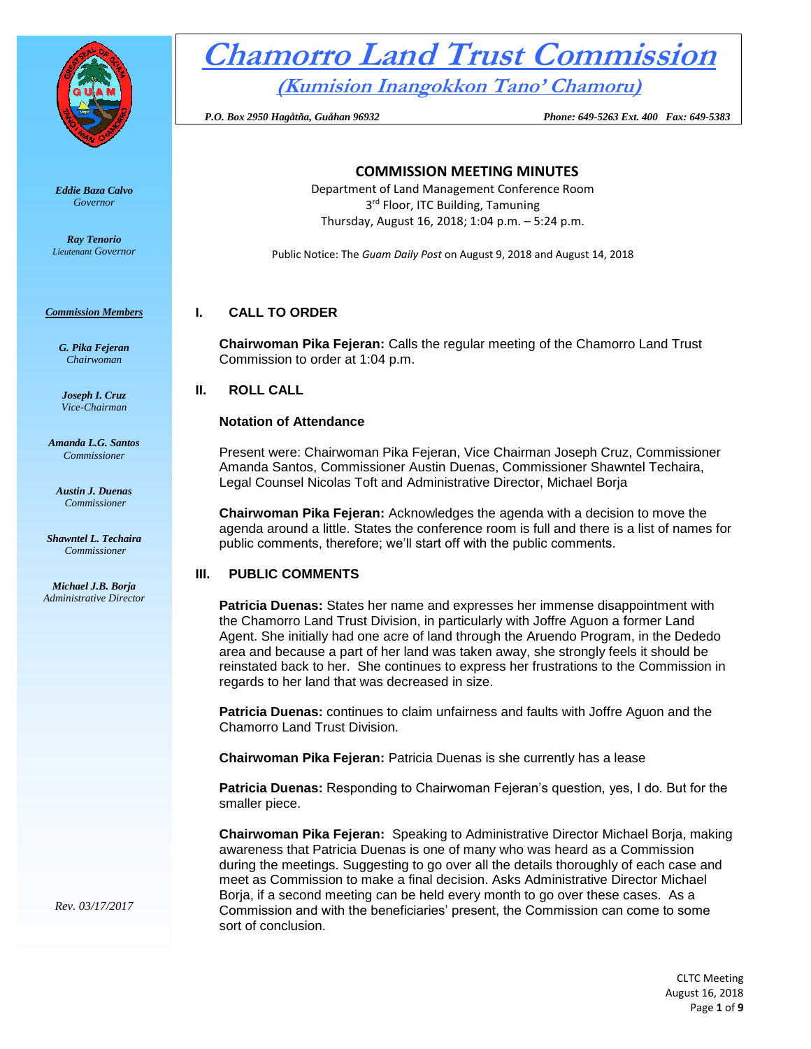# Chamorro Land Trust Commission

## (Kumision Inangokkon Tano' Chamoru)

*P.O. Box 2950 Hagåtña, Guåhan 96932* *Phone: 649-5263 Ext. 400 Fax: 649-5383*

*Eddie Baza Calvo*
*Governor*

*Ray Tenorio*
*Lieutenant Governor*

***Commission Members***

*G. Pika Fejeran*
*Chairwoman*

*Joseph I. Cruz*
*Vice-Chairman*

*Amanda L.G. Santos*
*Commissioner*

*Austin J. Duenas*
*Commissioner*

*Shawntel L. Techaira*
*Commissioner*

*Michael J.B. Borja*
*Administrative Director*

*Rev. 03/17/2017*

## COMMISSION MEETING MINUTES

Department of Land Management Conference Room
3rd Floor, ITC Building, Tamuning
Thursday, August 16, 2018; 1:04 p.m. – 5:24 p.m.

Public Notice: The *Guam Daily Post* on August 9, 2018 and August 14, 2018

## I. CALL TO ORDER

**Chairwoman Pika Fejeran:** Calls the regular meeting of the Chamorro Land Trust Commission to order at 1:04 p.m.

## II. ROLL CALL

### Notation of Attendance

Present were: Chairwoman Pika Fejeran, Vice Chairman Joseph Cruz, Commissioner Amanda Santos, Commissioner Austin Duenas, Commissioner Shawntel Techaira, Legal Counsel Nicolas Toft and Administrative Director, Michael Borja

**Chairwoman Pika Fejeran:** Acknowledges the agenda with a decision to move the agenda around a little. States the conference room is full and there is a list of names for public comments, therefore; we'll start off with the public comments.

## III. PUBLIC COMMENTS

**Patricia Duenas:** States her name and expresses her immense disappointment with the Chamorro Land Trust Division, in particularly with Joffre Aguon a former Land Agent. She initially had one acre of land through the Aruendo Program, in the Dededo area and because a part of her land was taken away, she strongly feels it should be reinstated back to her. She continues to express her frustrations to the Commission in regards to her land that was decreased in size.

**Patricia Duenas:** continues to claim unfairness and faults with Joffre Aguon and the Chamorro Land Trust Division.

**Chairwoman Pika Fejeran:** Patricia Duenas is she currently has a lease

**Patricia Duenas:** Responding to Chairwoman Fejeran's question, yes, I do. But for the smaller piece.

**Chairwoman Pika Fejeran:** Speaking to Administrative Director Michael Borja, making awareness that Patricia Duenas is one of many who was heard as a Commission during the meetings. Suggesting to go over all the details thoroughly of each case and meet as Commission to make a final decision. Asks Administrative Director Michael Borja, if a second meeting can be held every month to go over these cases. As a Commission and with the beneficiaries' present, the Commission can come to some sort of conclusion.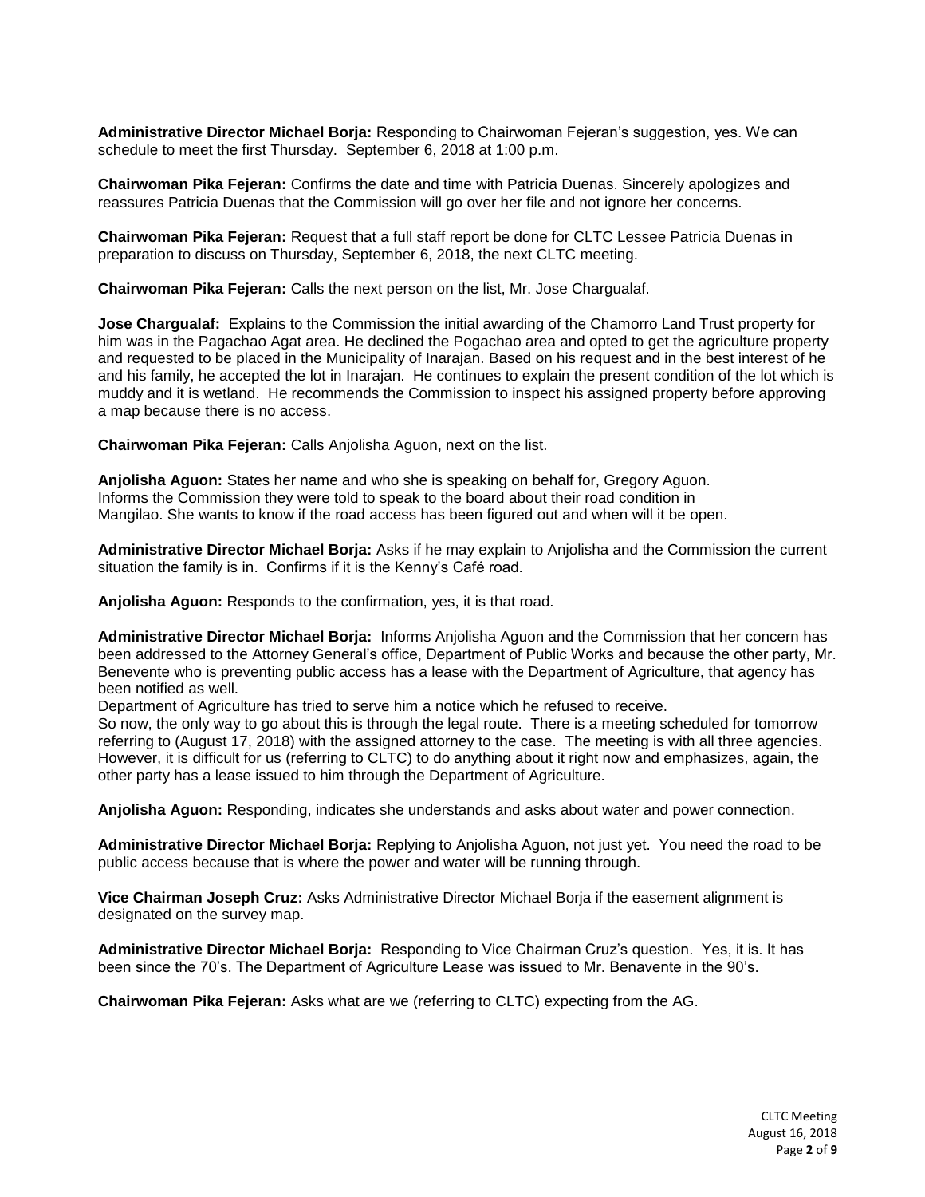**Administrative Director Michael Borja:** Responding to Chairwoman Fejeran's suggestion, yes. We can schedule to meet the first Thursday. September 6, 2018 at 1:00 p.m.

**Chairwoman Pika Fejeran:** Confirms the date and time with Patricia Duenas. Sincerely apologizes and reassures Patricia Duenas that the Commission will go over her file and not ignore her concerns.

**Chairwoman Pika Fejeran:** Request that a full staff report be done for CLTC Lessee Patricia Duenas in preparation to discuss on Thursday, September 6, 2018, the next CLTC meeting.

**Chairwoman Pika Fejeran:** Calls the next person on the list, Mr. Jose Chargualaf.

**Jose Chargualaf:** Explains to the Commission the initial awarding of the Chamorro Land Trust property for him was in the Pagachao Agat area. He declined the Pogachao area and opted to get the agriculture property and requested to be placed in the Municipality of Inarajan. Based on his request and in the best interest of he and his family, he accepted the lot in Inarajan. He continues to explain the present condition of the lot which is muddy and it is wetland. He recommends the Commission to inspect his assigned property before approving a map because there is no access.

**Chairwoman Pika Fejeran:** Calls Anjolisha Aguon, next on the list.

**Anjolisha Aguon:** States her name and who she is speaking on behalf for, Gregory Aguon. Informs the Commission they were told to speak to the board about their road condition in Mangilao. She wants to know if the road access has been figured out and when will it be open.

**Administrative Director Michael Borja:** Asks if he may explain to Anjolisha and the Commission the current situation the family is in. Confirms if it is the Kenny's Café road.

**Anjolisha Aguon:** Responds to the confirmation, yes, it is that road.

**Administrative Director Michael Borja:** Informs Anjolisha Aguon and the Commission that her concern has been addressed to the Attorney General's office, Department of Public Works and because the other party, Mr. Benevente who is preventing public access has a lease with the Department of Agriculture, that agency has been notified as well.
Department of Agriculture has tried to serve him a notice which he refused to receive.
So now, the only way to go about this is through the legal route. There is a meeting scheduled for tomorrow referring to (August 17, 2018) with the assigned attorney to the case. The meeting is with all three agencies. However, it is difficult for us (referring to CLTC) to do anything about it right now and emphasizes, again, the other party has a lease issued to him through the Department of Agriculture.

**Anjolisha Aguon:** Responding, indicates she understands and asks about water and power connection.

**Administrative Director Michael Borja:** Replying to Anjolisha Aguon, not just yet. You need the road to be public access because that is where the power and water will be running through.

**Vice Chairman Joseph Cruz:** Asks Administrative Director Michael Borja if the easement alignment is designated on the survey map.

**Administrative Director Michael Borja:** Responding to Vice Chairman Cruz's question. Yes, it is. It has been since the 70's. The Department of Agriculture Lease was issued to Mr. Benavente in the 90's.

**Chairwoman Pika Fejeran:** Asks what are we (referring to CLTC) expecting from the AG.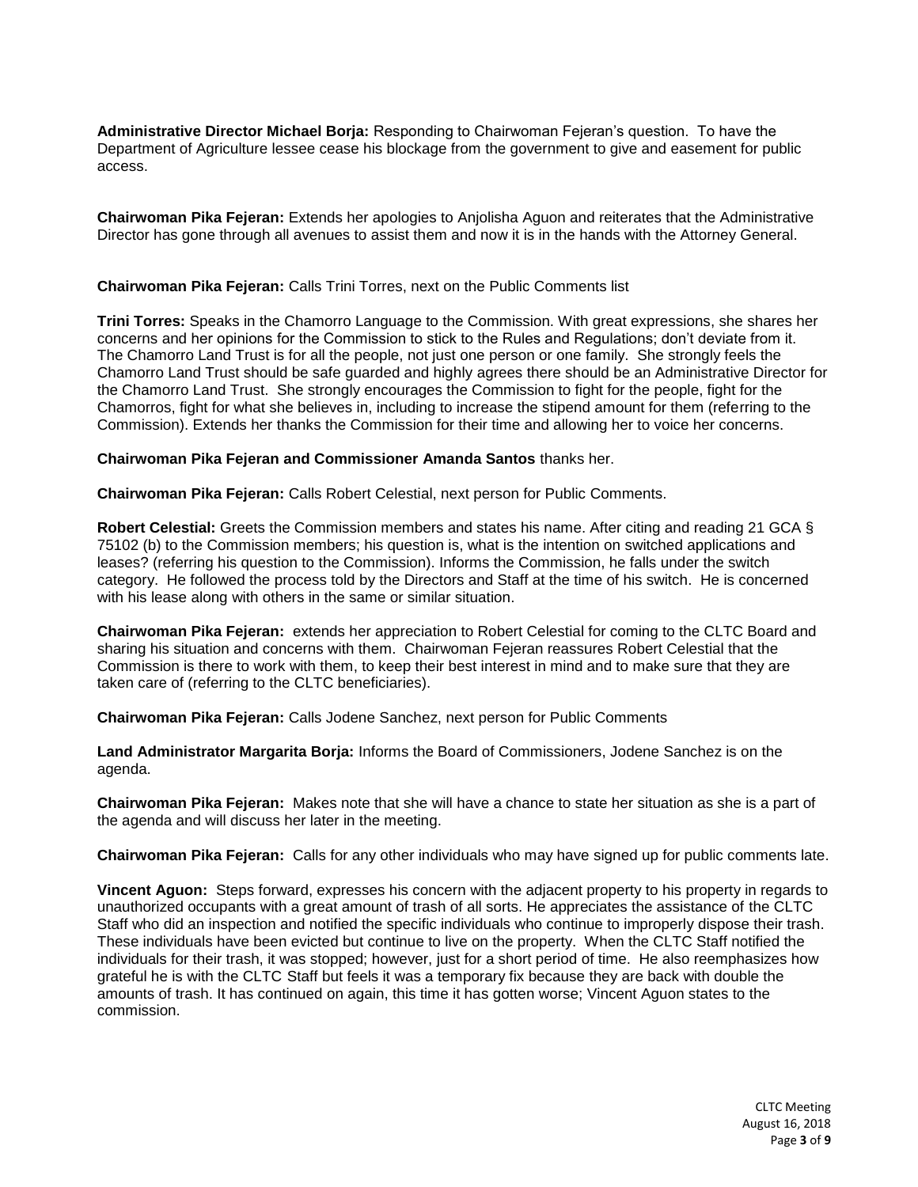**Administrative Director Michael Borja:** Responding to Chairwoman Fejeran's question. To have the Department of Agriculture lessee cease his blockage from the government to give and easement for public access.

**Chairwoman Pika Fejeran:** Extends her apologies to Anjolisha Aguon and reiterates that the Administrative Director has gone through all avenues to assist them and now it is in the hands with the Attorney General.

**Chairwoman Pika Fejeran:** Calls Trini Torres, next on the Public Comments list

**Trini Torres:** Speaks in the Chamorro Language to the Commission. With great expressions, she shares her concerns and her opinions for the Commission to stick to the Rules and Regulations; don't deviate from it. The Chamorro Land Trust is for all the people, not just one person or one family. She strongly feels the Chamorro Land Trust should be safe guarded and highly agrees there should be an Administrative Director for the Chamorro Land Trust. She strongly encourages the Commission to fight for the people, fight for the Chamorros, fight for what she believes in, including to increase the stipend amount for them (referring to the Commission). Extends her thanks the Commission for their time and allowing her to voice her concerns.

**Chairwoman Pika Fejeran and Commissioner Amanda Santos** thanks her.

**Chairwoman Pika Fejeran:** Calls Robert Celestial, next person for Public Comments.

**Robert Celestial:** Greets the Commission members and states his name. After citing and reading 21 GCA § 75102 (b) to the Commission members; his question is, what is the intention on switched applications and leases? (referring his question to the Commission). Informs the Commission, he falls under the switch category. He followed the process told by the Directors and Staff at the time of his switch. He is concerned with his lease along with others in the same or similar situation.

**Chairwoman Pika Fejeran:** extends her appreciation to Robert Celestial for coming to the CLTC Board and sharing his situation and concerns with them. Chairwoman Fejeran reassures Robert Celestial that the Commission is there to work with them, to keep their best interest in mind and to make sure that they are taken care of (referring to the CLTC beneficiaries).

**Chairwoman Pika Fejeran:** Calls Jodene Sanchez, next person for Public Comments

**Land Administrator Margarita Borja:** Informs the Board of Commissioners, Jodene Sanchez is on the agenda.

**Chairwoman Pika Fejeran:** Makes note that she will have a chance to state her situation as she is a part of the agenda and will discuss her later in the meeting.

**Chairwoman Pika Fejeran:** Calls for any other individuals who may have signed up for public comments late.

**Vincent Aguon:** Steps forward, expresses his concern with the adjacent property to his property in regards to unauthorized occupants with a great amount of trash of all sorts. He appreciates the assistance of the CLTC Staff who did an inspection and notified the specific individuals who continue to improperly dispose their trash. These individuals have been evicted but continue to live on the property. When the CLTC Staff notified the individuals for their trash, it was stopped; however, just for a short period of time. He also reemphasizes how grateful he is with the CLTC Staff but feels it was a temporary fix because they are back with double the amounts of trash. It has continued on again, this time it has gotten worse; Vincent Aguon states to the commission.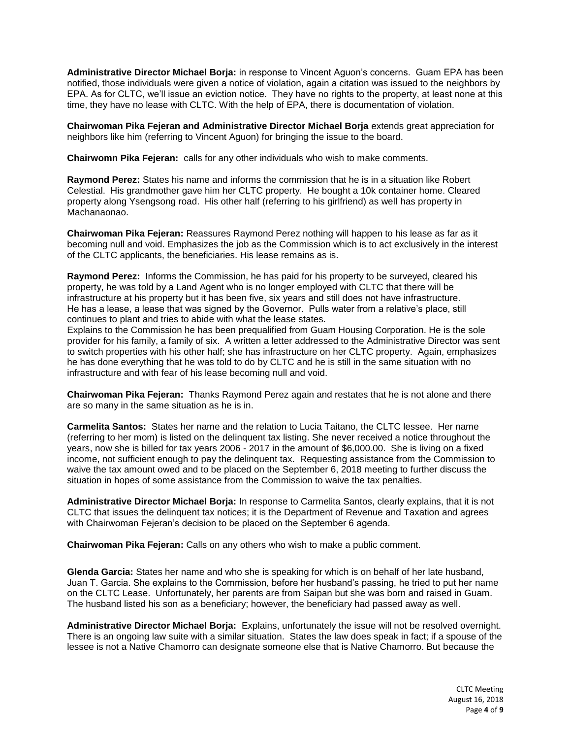**Administrative Director Michael Borja:** in response to Vincent Aguon's concerns. Guam EPA has been notified, those individuals were given a notice of violation, again a citation was issued to the neighbors by EPA. As for CLTC, we'll issue an eviction notice. They have no rights to the property, at least none at this time, they have no lease with CLTC. With the help of EPA, there is documentation of violation.

**Chairwoman Pika Fejeran and Administrative Director Michael Borja** extends great appreciation for neighbors like him (referring to Vincent Aguon) for bringing the issue to the board.

**Chairwomn Pika Fejeran:** calls for any other individuals who wish to make comments.

**Raymond Perez:** States his name and informs the commission that he is in a situation like Robert Celestial. His grandmother gave him her CLTC property. He bought a 10k container home. Cleared property along Ysengsong road. His other half (referring to his girlfriend) as well has property in Machanaonao.

**Chairwoman Pika Fejeran:** Reassures Raymond Perez nothing will happen to his lease as far as it becoming null and void. Emphasizes the job as the Commission which is to act exclusively in the interest of the CLTC applicants, the beneficiaries. His lease remains as is.

**Raymond Perez:** Informs the Commission, he has paid for his property to be surveyed, cleared his property, he was told by a Land Agent who is no longer employed with CLTC that there will be infrastructure at his property but it has been five, six years and still does not have infrastructure. He has a lease, a lease that was signed by the Governor. Pulls water from a relative's place, still continues to plant and tries to abide with what the lease states.
Explains to the Commission he has been prequalified from Guam Housing Corporation. He is the sole provider for his family, a family of six. A written a letter addressed to the Administrative Director was sent to switch properties with his other half; she has infrastructure on her CLTC property. Again, emphasizes he has done everything that he was told to do by CLTC and he is still in the same situation with no infrastructure and with fear of his lease becoming null and void.

**Chairwoman Pika Fejeran:** Thanks Raymond Perez again and restates that he is not alone and there are so many in the same situation as he is in.

**Carmelita Santos:** States her name and the relation to Lucia Taitano, the CLTC lessee. Her name (referring to her mom) is listed on the delinquent tax listing. She never received a notice throughout the years, now she is billed for tax years 2006 - 2017 in the amount of $6,000.00. She is living on a fixed income, not sufficient enough to pay the delinquent tax. Requesting assistance from the Commission to waive the tax amount owed and to be placed on the September 6, 2018 meeting to further discuss the situation in hopes of some assistance from the Commission to waive the tax penalties.

**Administrative Director Michael Borja:** In response to Carmelita Santos, clearly explains, that it is not CLTC that issues the delinquent tax notices; it is the Department of Revenue and Taxation and agrees with Chairwoman Fejeran's decision to be placed on the September 6 agenda.

**Chairwoman Pika Fejeran:** Calls on any others who wish to make a public comment.

**Glenda Garcia:** States her name and who she is speaking for which is on behalf of her late husband, Juan T. Garcia. She explains to the Commission, before her husband's passing, he tried to put her name on the CLTC Lease. Unfortunately, her parents are from Saipan but she was born and raised in Guam. The husband listed his son as a beneficiary; however, the beneficiary had passed away as well.

**Administrative Director Michael Borja:** Explains, unfortunately the issue will not be resolved overnight. There is an ongoing law suite with a similar situation. States the law does speak in fact; if a spouse of the lessee is not a Native Chamorro can designate someone else that is Native Chamorro. But because the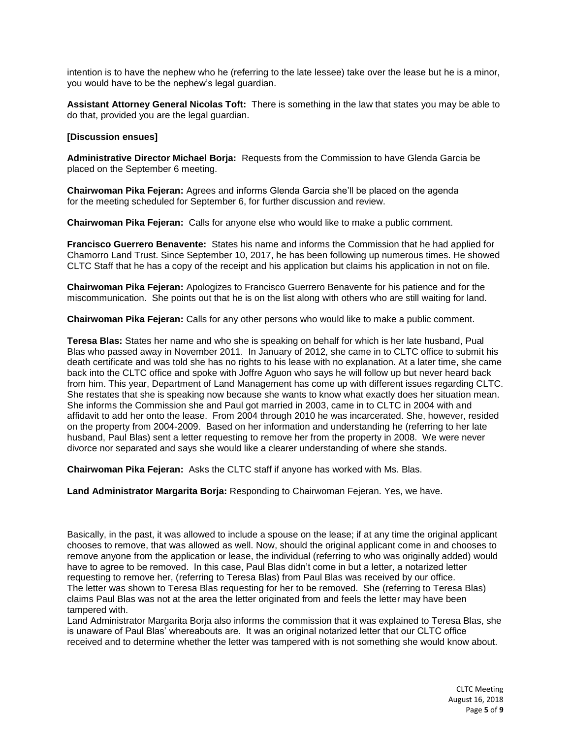intention is to have the nephew who he (referring to the late lessee) take over the lease but he is a minor, you would have to be the nephew's legal guardian.

**Assistant Attorney General Nicolas Toft:** There is something in the law that states you may be able to do that, provided you are the legal guardian.

**[Discussion ensues]**

**Administrative Director Michael Borja:** Requests from the Commission to have Glenda Garcia be placed on the September 6 meeting.

**Chairwoman Pika Fejeran:** Agrees and informs Glenda Garcia she'll be placed on the agenda for the meeting scheduled for September 6, for further discussion and review.

**Chairwoman Pika Fejeran:** Calls for anyone else who would like to make a public comment.

**Francisco Guerrero Benavente:** States his name and informs the Commission that he had applied for Chamorro Land Trust. Since September 10, 2017, he has been following up numerous times. He showed CLTC Staff that he has a copy of the receipt and his application but claims his application in not on file.

**Chairwoman Pika Fejeran:** Apologizes to Francisco Guerrero Benavente for his patience and for the miscommunication. She points out that he is on the list along with others who are still waiting for land.

**Chairwoman Pika Fejeran:** Calls for any other persons who would like to make a public comment.

**Teresa Blas:** States her name and who she is speaking on behalf for which is her late husband, Pual Blas who passed away in November 2011. In January of 2012, she came in to CLTC office to submit his death certificate and was told she has no rights to his lease with no explanation. At a later time, she came back into the CLTC office and spoke with Joffre Aguon who says he will follow up but never heard back from him. This year, Department of Land Management has come up with different issues regarding CLTC. She restates that she is speaking now because she wants to know what exactly does her situation mean. She informs the Commission she and Paul got married in 2003, came in to CLTC in 2004 with and affidavit to add her onto the lease. From 2004 through 2010 he was incarcerated. She, however, resided on the property from 2004-2009. Based on her information and understanding he (referring to her late husband, Paul Blas) sent a letter requesting to remove her from the property in 2008. We were never divorce nor separated and says she would like a clearer understanding of where she stands.

**Chairwoman Pika Fejeran:** Asks the CLTC staff if anyone has worked with Ms. Blas.

**Land Administrator Margarita Borja:** Responding to Chairwoman Fejeran. Yes, we have.

Basically, in the past, it was allowed to include a spouse on the lease; if at any time the original applicant chooses to remove, that was allowed as well. Now, should the original applicant come in and chooses to remove anyone from the application or lease, the individual (referring to who was originally added) would have to agree to be removed. In this case, Paul Blas didn't come in but a letter, a notarized letter requesting to remove her, (referring to Teresa Blas) from Paul Blas was received by our office.
The letter was shown to Teresa Blas requesting for her to be removed. She (referring to Teresa Blas) claims Paul Blas was not at the area the letter originated from and feels the letter may have been tampered with.
Land Administrator Margarita Borja also informs the commission that it was explained to Teresa Blas, she is unaware of Paul Blas' whereabouts are. It was an original notarized letter that our CLTC office received and to determine whether the letter was tampered with is not something she would know about.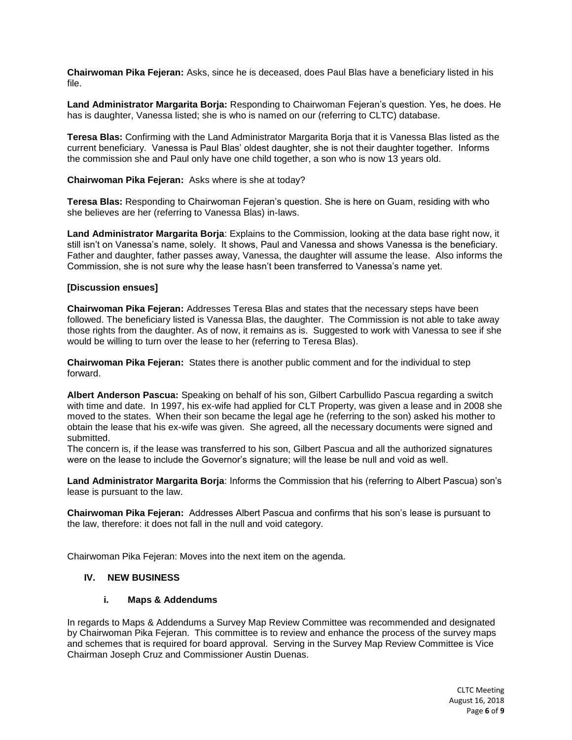**Chairwoman Pika Fejeran:** Asks, since he is deceased, does Paul Blas have a beneficiary listed in his file.

**Land Administrator Margarita Borja:** Responding to Chairwoman Fejeran's question. Yes, he does. He has is daughter, Vanessa listed; she is who is named on our (referring to CLTC) database.

**Teresa Blas:** Confirming with the Land Administrator Margarita Borja that it is Vanessa Blas listed as the current beneficiary. Vanessa is Paul Blas' oldest daughter, she is not their daughter together. Informs the commission she and Paul only have one child together, a son who is now 13 years old.

**Chairwoman Pika Fejeran:** Asks where is she at today?

**Teresa Blas:** Responding to Chairwoman Fejeran's question. She is here on Guam, residing with who she believes are her (referring to Vanessa Blas) in-laws.

**Land Administrator Margarita Borja**: Explains to the Commission, looking at the data base right now, it still isn't on Vanessa's name, solely. It shows, Paul and Vanessa and shows Vanessa is the beneficiary. Father and daughter, father passes away, Vanessa, the daughter will assume the lease. Also informs the Commission, she is not sure why the lease hasn't been transferred to Vanessa's name yet.

**[Discussion ensues]**

**Chairwoman Pika Fejeran:** Addresses Teresa Blas and states that the necessary steps have been followed. The beneficiary listed is Vanessa Blas, the daughter. The Commission is not able to take away those rights from the daughter. As of now, it remains as is. Suggested to work with Vanessa to see if she would be willing to turn over the lease to her (referring to Teresa Blas).

**Chairwoman Pika Fejeran:** States there is another public comment and for the individual to step forward.

**Albert Anderson Pascua:** Speaking on behalf of his son, Gilbert Carbullido Pascua regarding a switch with time and date. In 1997, his ex-wife had applied for CLT Property, was given a lease and in 2008 she moved to the states. When their son became the legal age he (referring to the son) asked his mother to obtain the lease that his ex-wife was given. She agreed, all the necessary documents were signed and submitted.
The concern is, if the lease was transferred to his son, Gilbert Pascua and all the authorized signatures were on the lease to include the Governor's signature; will the lease be null and void as well.

**Land Administrator Margarita Borja**: Informs the Commission that his (referring to Albert Pascua) son's lease is pursuant to the law.

**Chairwoman Pika Fejeran:** Addresses Albert Pascua and confirms that his son's lease is pursuant to the law, therefore: it does not fall in the null and void category.

Chairwoman Pika Fejeran: Moves into the next item on the agenda.

## IV. NEW BUSINESS

### i. Maps & Addendums

In regards to Maps & Addendums a Survey Map Review Committee was recommended and designated by Chairwoman Pika Fejeran. This committee is to review and enhance the process of the survey maps and schemes that is required for board approval. Serving in the Survey Map Review Committee is Vice Chairman Joseph Cruz and Commissioner Austin Duenas.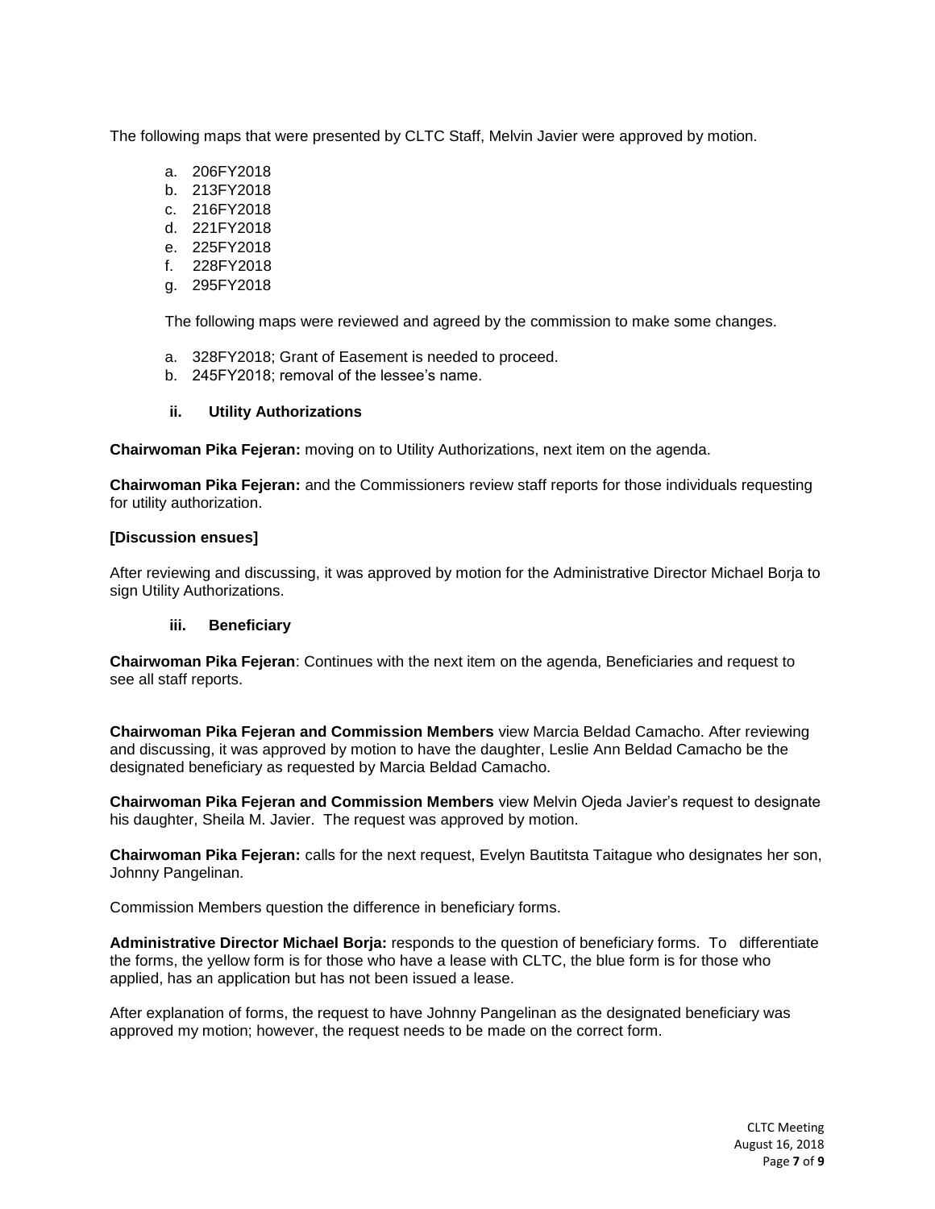The following maps that were presented by CLTC Staff, Melvin Javier were approved by motion.

a. 206FY2018
b. 213FY2018
c. 216FY2018
d. 221FY2018
e. 225FY2018
f. 228FY2018
g. 295FY2018

The following maps were reviewed and agreed by the commission to make some changes.

a. 328FY2018; Grant of Easement is needed to proceed.
b. 245FY2018; removal of the lessee's name.

### ii. Utility Authorizations

**Chairwoman Pika Fejeran:** moving on to Utility Authorizations, next item on the agenda.

**Chairwoman Pika Fejeran:** and the Commissioners review staff reports for those individuals requesting for utility authorization.

**[Discussion ensues]**

After reviewing and discussing, it was approved by motion for the Administrative Director Michael Borja to sign Utility Authorizations.

### iii. Beneficiary

**Chairwoman Pika Fejeran**: Continues with the next item on the agenda, Beneficiaries and request to see all staff reports.

**Chairwoman Pika Fejeran and Commission Members** view Marcia Beldad Camacho. After reviewing and discussing, it was approved by motion to have the daughter, Leslie Ann Beldad Camacho be the designated beneficiary as requested by Marcia Beldad Camacho.

**Chairwoman Pika Fejeran and Commission Members** view Melvin Ojeda Javier's request to designate his daughter, Sheila M. Javier. The request was approved by motion.

**Chairwoman Pika Fejeran:** calls for the next request, Evelyn Bautitsta Taitague who designates her son, Johnny Pangelinan.

Commission Members question the difference in beneficiary forms.

**Administrative Director Michael Borja:** responds to the question of beneficiary forms. To differentiate the forms, the yellow form is for those who have a lease with CLTC, the blue form is for those who applied, has an application but has not been issued a lease.

After explanation of forms, the request to have Johnny Pangelinan as the designated beneficiary was approved my motion; however, the request needs to be made on the correct form.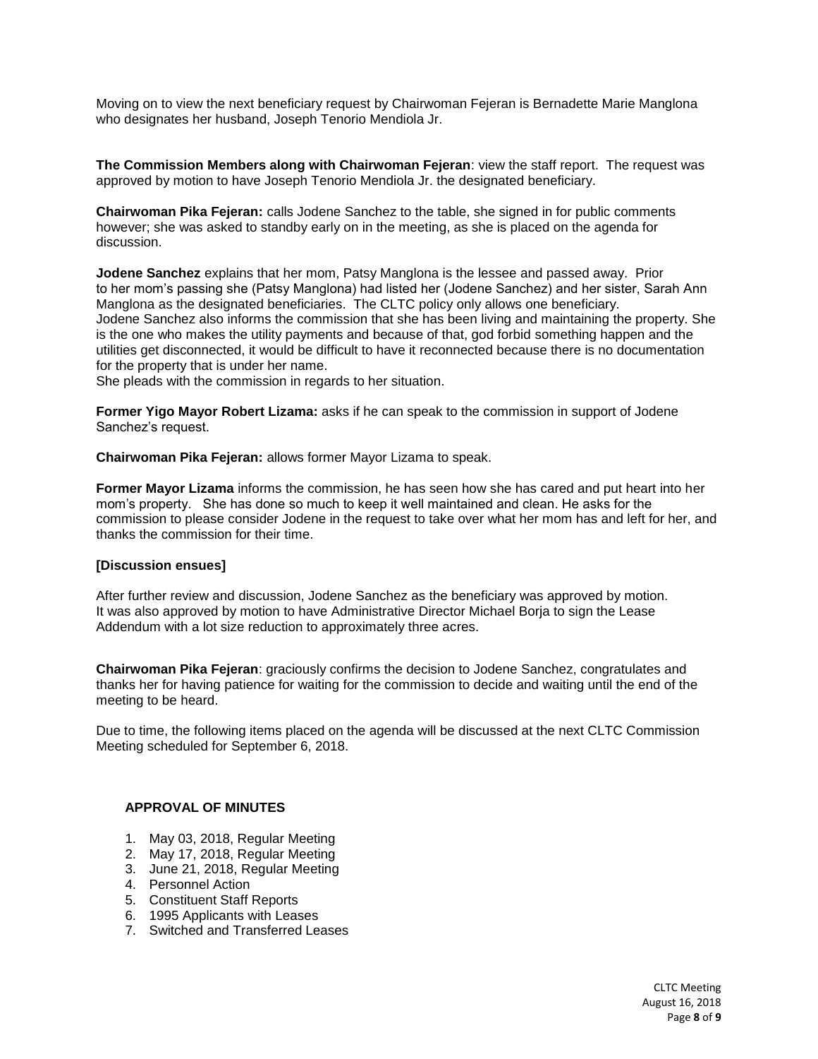Moving on to view the next beneficiary request by Chairwoman Fejeran is Bernadette Marie Manglona who designates her husband, Joseph Tenorio Mendiola Jr.

**The Commission Members along with Chairwoman Fejeran**: view the staff report. The request was approved by motion to have Joseph Tenorio Mendiola Jr. the designated beneficiary.

**Chairwoman Pika Fejeran:** calls Jodene Sanchez to the table, she signed in for public comments however; she was asked to standby early on in the meeting, as she is placed on the agenda for discussion.

**Jodene Sanchez** explains that her mom, Patsy Manglona is the lessee and passed away. Prior to her mom's passing she (Patsy Manglona) had listed her (Jodene Sanchez) and her sister, Sarah Ann Manglona as the designated beneficiaries. The CLTC policy only allows one beneficiary. Jodene Sanchez also informs the commission that she has been living and maintaining the property. She is the one who makes the utility payments and because of that, god forbid something happen and the utilities get disconnected, it would be difficult to have it reconnected because there is no documentation for the property that is under her name.
She pleads with the commission in regards to her situation.

**Former Yigo Mayor Robert Lizama:** asks if he can speak to the commission in support of Jodene Sanchez's request.

**Chairwoman Pika Fejeran:** allows former Mayor Lizama to speak.

**Former Mayor Lizama** informs the commission, he has seen how she has cared and put heart into her mom's property. She has done so much to keep it well maintained and clean. He asks for the commission to please consider Jodene in the request to take over what her mom has and left for her, and thanks the commission for their time.

**[Discussion ensues]**

After further review and discussion, Jodene Sanchez as the beneficiary was approved by motion. It was also approved by motion to have Administrative Director Michael Borja to sign the Lease Addendum with a lot size reduction to approximately three acres.

**Chairwoman Pika Fejeran**: graciously confirms the decision to Jodene Sanchez, congratulates and thanks her for having patience for waiting for the commission to decide and waiting until the end of the meeting to be heard.

Due to time, the following items placed on the agenda will be discussed at the next CLTC Commission Meeting scheduled for September 6, 2018.

**APPROVAL OF MINUTES**

1. May 03, 2018, Regular Meeting
2. May 17, 2018, Regular Meeting
3. June 21, 2018, Regular Meeting
4. Personnel Action
5. Constituent Staff Reports
6. 1995 Applicants with Leases
7. Switched and Transferred Leases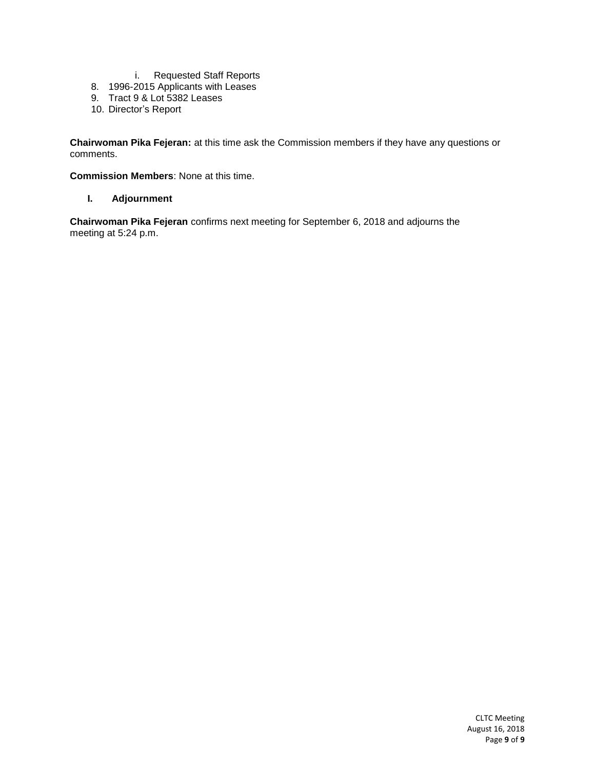i. Requested Staff Reports

8. 1996-2015 Applicants with Leases
9. Tract 9 & Lot 5382 Leases
10. Director's Report

**Chairwoman Pika Fejeran:** at this time ask the Commission members if they have any questions or comments.

**Commission Members**: None at this time.

### I. Adjournment

**Chairwoman Pika Fejeran** confirms next meeting for September 6, 2018 and adjourns the meeting at 5:24 p.m.